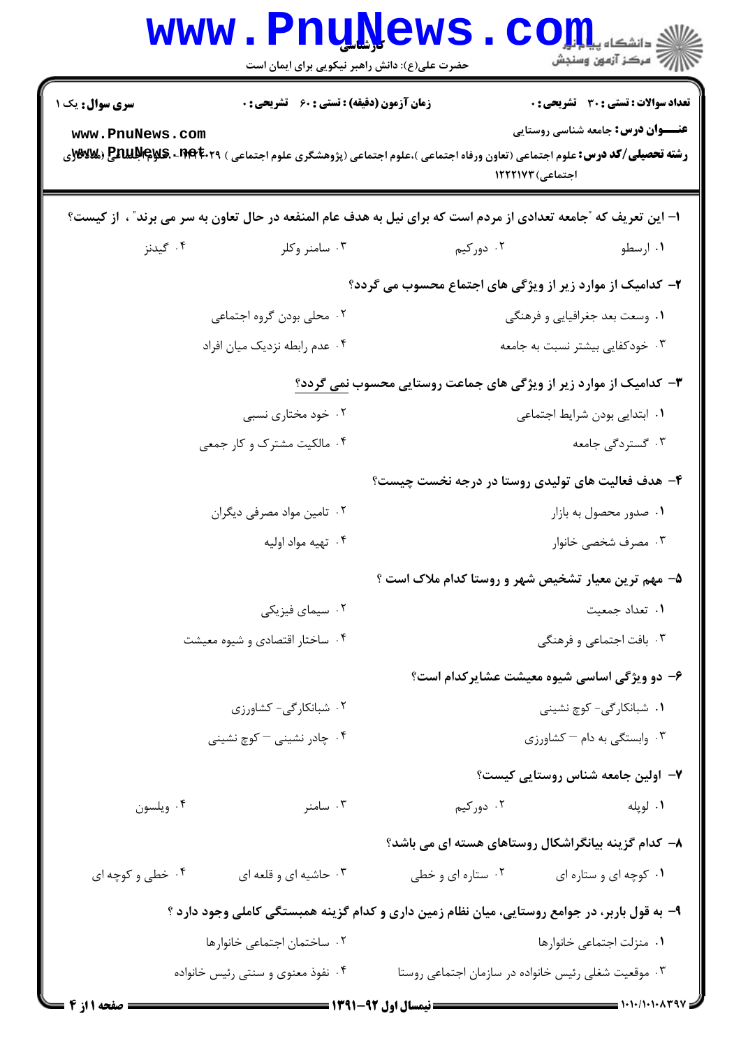کارشناسی

حضرت علی(ع): دانش راهبر نیکویی برای ایمان است

**سری سوال:** یک ۱

**زمان آزمون (دقیقه) : تستی : ۶۰ تشریحی : ۰**

**تعداد سوالات : تستی : ۳۰ تشریحی : ۰**

**عنـــوان درس:** جامعه شناسی روستایی

**رشته تحصیلی/کد درس:** علوم اجتماعی (تعاون ورفاه اجتماعی )،علوم اجتماعی (پژوهشگری علوم اجتماعی ) ۱۲۲۲۰۲۹ - ،علوم اجتماعی (مددکاری اجتماعی)۱۲۲۲۱۷۳

**۱- این تعریف که "جامعه تعدادی از مردم است که برای نیل به هدف عام المنفعه در حال تعاون به سر می برند" ، از کیست؟**

۱. ارسطو
۲. دورکیم
۳. سامنر وکلر
۴. گیدنز

**۲- کدامیک از موارد زیر از ویژگی های اجتماع محسوب می گردد؟**

۱. وسعت بعد جغرافیایی و فرهنگی
۲. محلی بودن گروه اجتماعی
۳. خودکفایی بیشتر نسبت به جامعه
۴. عدم رابطه نزدیک میان افراد

**۳- کدامیک از موارد زیر از ویژگی های جماعت روستایی محسوب نمی گردد؟**

۱. ابتدایی بودن شرایط اجتماعی
۲. خود مختاری نسبی
۳. گستردگی جامعه
۴. مالکیت مشترک و کار جمعی

**۴- هدف فعالیت های تولیدی روستا در درجه نخست چیست؟**

۱. صدور محصول به بازار
۲. تامین مواد مصرفی دیگران
۳. مصرف شخصی خانوار
۴. تهیه مواد اولیه

**۵- مهم ترین معیار تشخیص شهر و روستا کدام ملاک است ؟**

۱. تعداد جمعیت
۲. سیمای فیزیکی
۳. بافت اجتماعی و فرهنگی
۴. ساختار اقتصادی و شیوه معیشت

**۶- دو ویژگی اساسی شیوه معیشت عشایرکدام است؟**

۱. شبانکارگی- کوچ نشینی
۲. شبانکارگی- کشاورزی
۳. وابستگی به دام – کشاورزی
۴. چادر نشینی – کوچ نشینی

**۷- اولین جامعه شناس روستایی کیست؟**

۱. لوپله
۲. دورکیم
۳. سامنر
۴. ویلسون

**۸- کدام گزینه بیانگراشکال روستاهای هسته ای می باشد؟**

۱. کوچه ای و ستاره ای
۲. ستاره ای و خطی
۳. حاشیه ای و قلعه ای
۴. خطی و کوچه ای

**۹- به قول باربر، در جوامع روستایی، میان نظام زمین داری و کدام گزینه همبستگی کاملی وجود دارد ؟**

۱. منزلت اجتماعی خانوارها
۲. ساختمان اجتماعی خانوارها
۳. موقعیت شغلی رئیس خانواده در سازمان اجتماعی روستا
۴. نفوذ معنوی و سنتی رئیس خانواده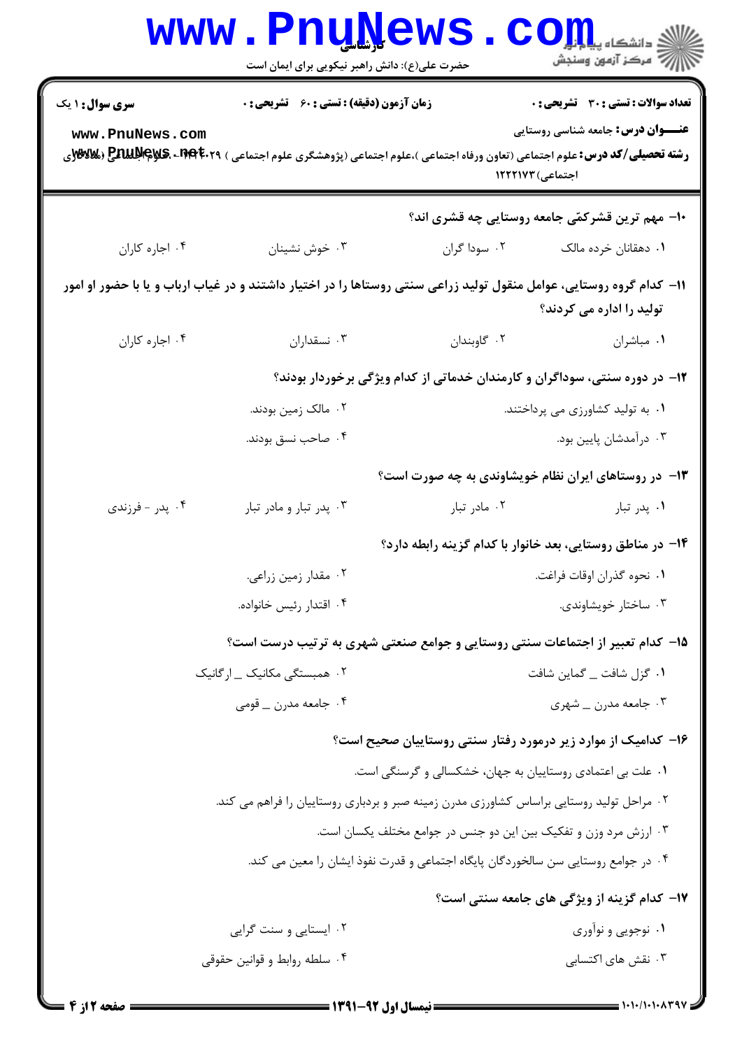**تعداد سوالات : تستی : ۳۰ تشریحی : ۰** | **زمان آزمون (دقیقه) : تستی : ۶۰ تشریحی : ۰** | **سری سوال : ۱ یک**

**عنـــوان درس:** جامعه شناسی روستایی

**رشته تحصیلی/کد درس:** علوم اجتماعی (تعاون ورفاه اجتماعی )،علوم اجتماعی (پژوهشگری علوم اجتماعی ) ۱۲۲۲۰۲۹ - ،علوم اجتماعی (مددکاری اجتماعی) ۱۲۲۲۱۷۳

۱۰- مهم ترین قشرکمّی جامعه روستایی چه قشری اند؟

۱. دهقانان خرده مالک
۲. سوداگران
۳. خوش نشینان
۴. اجاره کاران

۱۱- کدام گروه روستایی، عوامل منقول تولید زراعی سنتی روستاها را در اختیار داشتند و در غیاب ارباب و یا با حضور او امور تولید را اداره می کردند؟

۱. مباشران
۲. گاوبندان
۳. نسقداران
۴. اجاره کاران

۱۲- در دوره سنتی، سوداگران و کارمندان خدماتی از کدام ویژگی برخوردار بودند؟

۱. به تولید کشاورزی می پرداختند.
۲. مالک زمین بودند.
۳. درآمدشان پایین بود.
۴. صاحب نسق بودند.

۱۳- در روستاهای ایران نظام خویشاوندی به چه صورت است؟

۱. پدر تبار
۲. مادر تبار
۳. پدر تبار و مادر تبار
۴. پدر - فرزندی

۱۴- در مناطق روستایی، بعد خانوار با کدام گزینه رابطه دارد؟

۱. نحوه گذران اوقات فراغت.
۲. مقدار زمین زراعی.
۳. ساختار خویشاوندی.
۴. اقتدار رئیس خانواده.

۱۵- کدام تعبیر از اجتماعات سنتی روستایی و جوامع صنعتی شهری به ترتیب درست است؟

۱. گزل شافت _ گماین شافت
۲. همبستگی مکانیک _ ارگانیک
۳. جامعه مدرن _ شهری
۴. جامعه مدرن _ قومی

۱۶- کدامیک از موارد زیر درمورد رفتار سنتی روستاییان صحیح است؟

۱. علت بی اعتمادی روستاییان به جهان، خشکسالی و گرسنگی است.
۲. مراحل تولید روستایی براساس کشاورزی مدرن زمینه صبر و بردباری روستاییان را فراهم می کند.
۳. ارزش مرد وزن و تفکیک بین این دو جنس در جوامع مختلف یکسان است.
۴. در جوامع روستایی سن سالخوردگان پایگاه اجتماعی و قدرت نفوذ ایشان را معین می کند.

۱۷- کدام گزینه از ویژگی های جامعه سنتی است؟

۱. نوجویی و نوآوری
۲. ایستایی و سنت گرایی
۳. نقش های اکتسابی
۴. سلطه روابط و قوانین حقوقی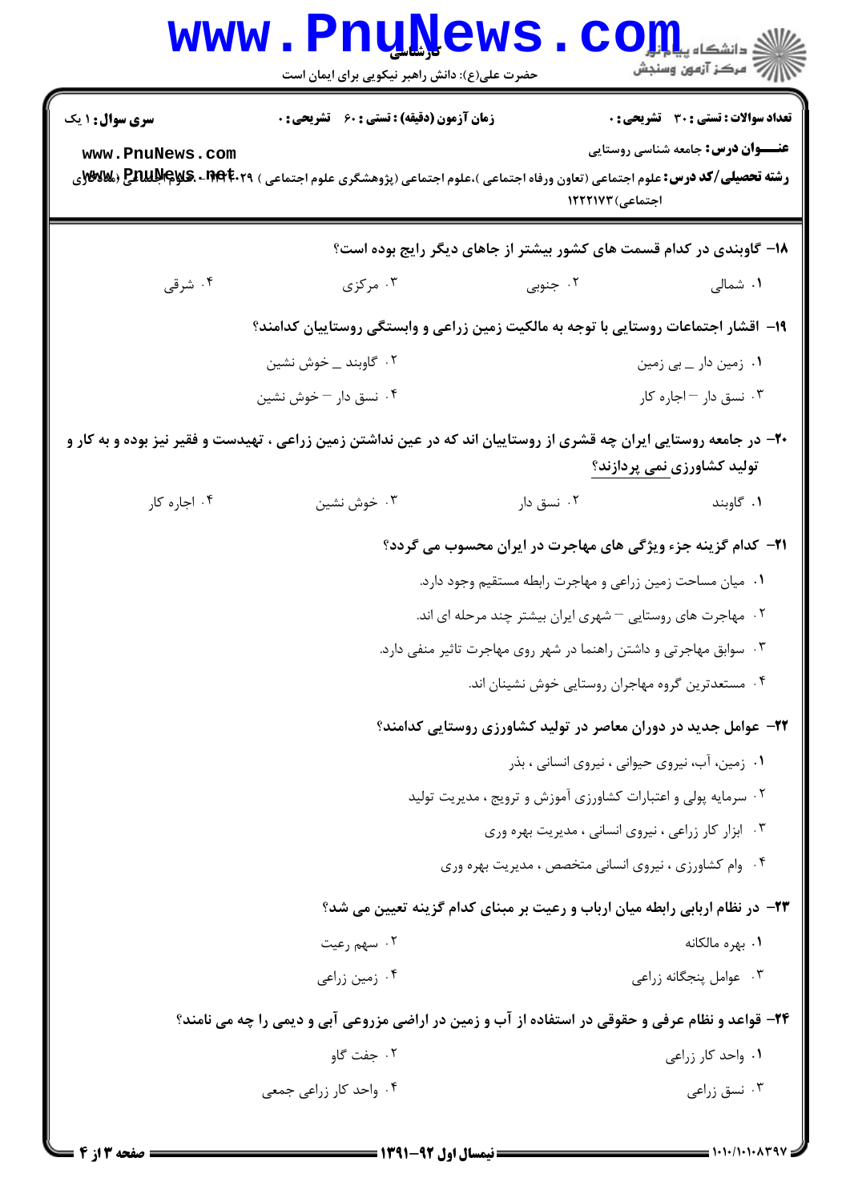۱۸- گاوبندی در کدام قسمت های کشور بیشتر از جاهای دیگر رایج بوده است؟

۱. شمالی ۲. جنوبی ۳. مرکزی ۴. شرقی

۱۹- اقشار اجتماعات روستایی با توجه به مالکیت زمین زراعی و وابستگی روستاییان کدامند؟

۱. زمین دار ــ بی زمین
۲. گاوبند ــ خوش نشین
۳. نسق دار – اجاره کار
۴. نسق دار – خوش نشین

۲۰- در جامعه روستایی ایران چه قشری از روستاییان اند که در عین نداشتن زمین زراعی ، تهیدست و فقیر نیز بوده و به کار و تولید کشاورزی نمی پردازند؟

۱. گاوبند ۲. نسق دار ۳. خوش نشین ۴. اجاره کار

۲۱- کدام گزینه جزء ویژگی های مهاجرت در ایران محسوب می گردد؟

۱. میان مساحت زمین زراعی و مهاجرت رابطه مستقیم وجود دارد.
۲. مهاجرت های روستایی – شهری ایران بیشتر چند مرحله ای اند.
۳. سوابق مهاجرتی و داشتن راهنما در شهر روی مهاجرت تاثیر منفی دارد.
۴. مستعدترین گروه مهاجران روستایی خوش نشینان اند.

۲۲- عوامل جدید در دوران معاصر در تولید کشاورزی روستایی کدامند؟

۱. زمین، آب، نیروی حیوانی ، نیروی انسانی ، بذر
۲. سرمایه پولی و اعتبارات کشاورزی آموزش و ترویج ، مدیریت تولید
۳. ابزار کار زراعی ، نیروی انسانی ، مدیریت بهره وری
۴. وام کشاورزی ، نیروی انسانی متخصص ، مدیریت بهره وری

۲۳- در نظام اربابی رابطه میان ارباب و رعیت بر مبنای کدام گزینه تعیین می شد؟

۱. بهره مالکانه
۲. سهم رعیت
۳. عوامل پنجگانه زراعی
۴. زمین زراعی

۲۴- قواعد و نظام عرفی و حقوقی در استفاده از آب و زمین در اراضی مزروعی آبی و دیمی را چه می نامند؟

۱. واحد کار زراعی
۲. جفت گاو
۳. نسق زراعی
۴. واحد کار زراعی جمعی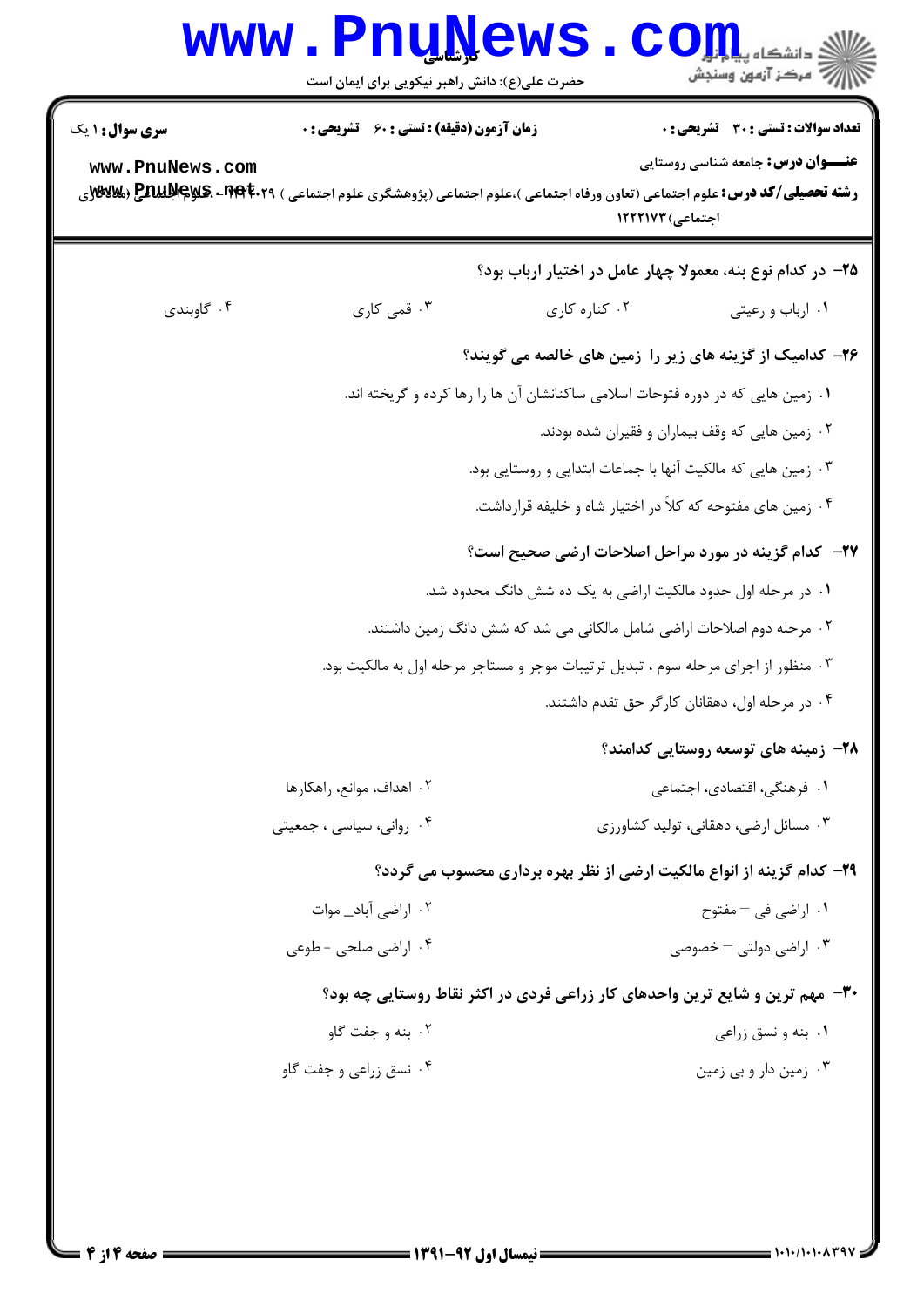**۲۵- در کدام نوع بنه، معمولا چهار عامل در اختیار ارباب بود؟**

۱. ارباب و رعیتی
۲. کناره کاری
۳. قمی کاری
۴. گاوبندی

**۲۶- کدامیک از گزینه های زیر را زمین های خالصه می گویند؟**

۱. زمین هایی که در دوره فتوحات اسلامی ساکنانشان آن ها را رها کرده و گریخته اند.
۲. زمین هایی که وقف بیماران و فقیران شده بودند.
۳. زمین هایی که مالکیت آنها با جماعات ابتدایی و روستایی بود.
۴. زمین های مفتوحه که کلاً در اختیار شاه و خلیفه قرارداشت.

**۲۷- کدام گزینه در مورد مراحل اصلاحات ارضی صحیح است؟**

۱. در مرحله اول حدود مالکیت اراضی به یک ده شش دانگ محدود شد.
۲. مرحله دوم اصلاحات اراضی شامل مالکانی می شد که شش دانگ زمین داشتند.
۳. منظور از اجرای مرحله سوم ، تبدیل ترتیبات موجر و مستاجر مرحله اول به مالکیت بود.
۴. در مرحله اول، دهقانان کارگر حق تقدم داشتند.

**۲۸- زمینه های توسعه روستایی کدامند؟**

۱. فرهنگی، اقتصادی، اجتماعی
۲. اهداف، موانع، راهکارها
۳. مسائل ارضی، دهقانی، تولید کشاورزی
۴. روانی، سیاسی ، جمعیتی

**۲۹- کدام گزینه از انواع مالکیت ارضی از نظر بهره برداری محسوب می گردد؟**

۱. اراضی فی – مفتوح
۲. اراضی آباد_ موات
۳. اراضی دولتی – خصوصی
۴. اراضی صلحی - طوعی

**۳۰- مهم ترین و شایع ترین واحدهای کار زراعی فردی در اکثر نقاط روستایی چه بود؟**

۱. بنه و نسق زراعی
۲. بنه و جفت گاو
۳. زمین دار و بی زمین
۴. نسق زراعی و جفت گاو